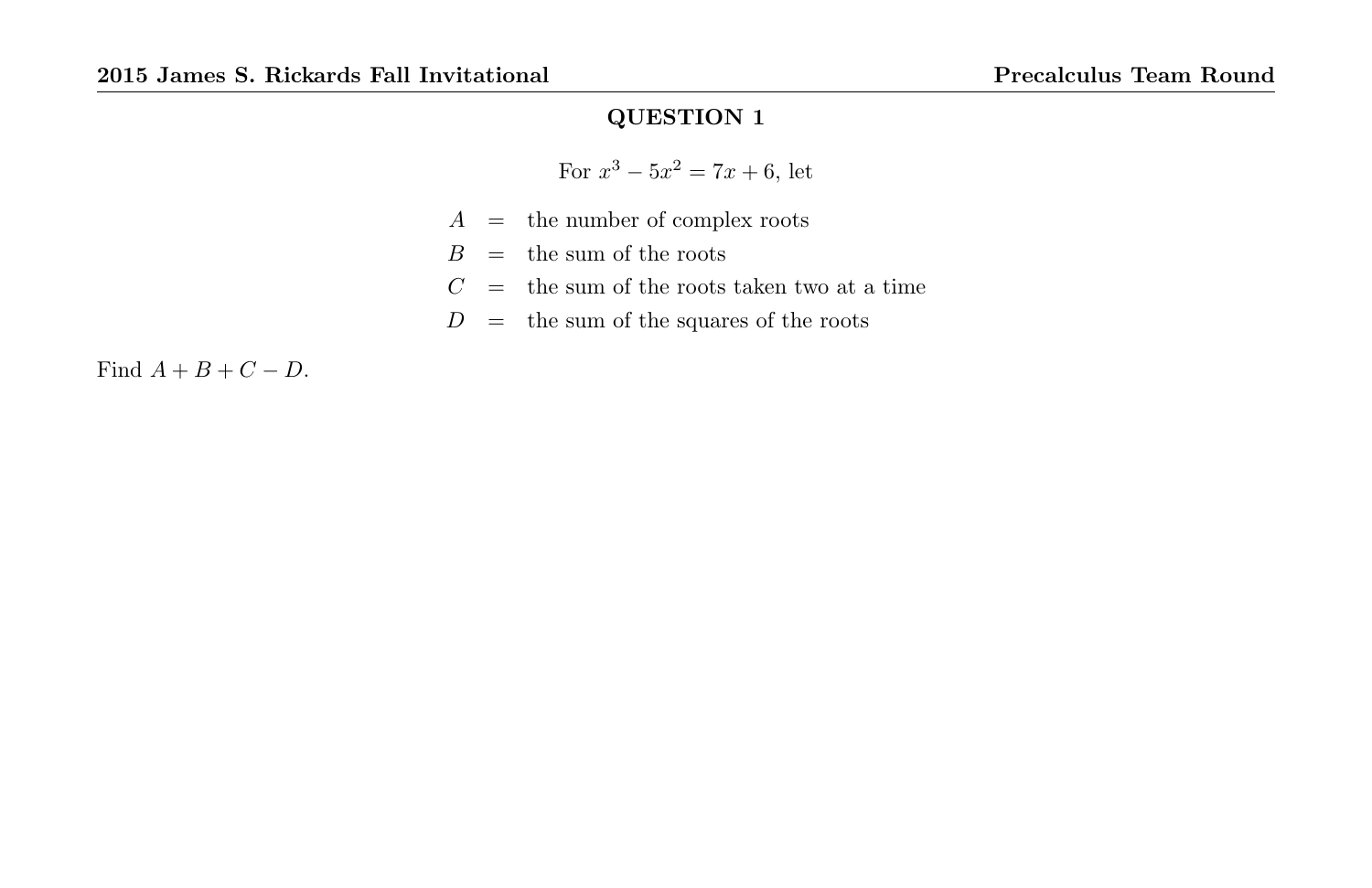## QUESTION 1

For $x^3 - 5x^2 = 7x + 6$, let

$$
\begin{aligned}
A &= \text{the number of complex roots} \\
B &= \text{the sum of the roots} \\
C &= \text{the sum of the roots taken two at a time} \\
D &= \text{the sum of the squares of the roots}
\end{aligned}
$$

Find $A + B + C - D$.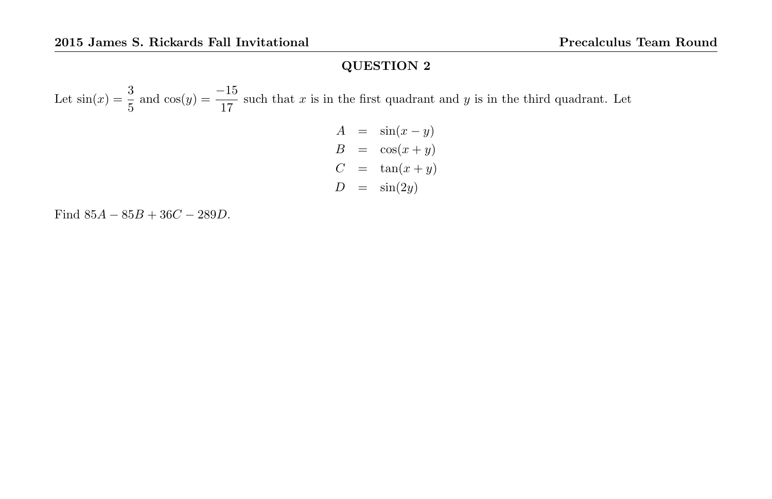## QUESTION 2

Let $\sin(x) = \dfrac{3}{5}$ and $\cos(y) = \dfrac{-15}{17}$ such that $x$ is in the first quadrant and $y$ is in the third quadrant. Let

$$
\begin{aligned}
A &= \sin(x - y) \\
B &= \cos(x + y) \\
C &= \tan(x + y) \\
D &= \sin(2y)
\end{aligned}
$$

Find $85A - 85B + 36C - 289D$.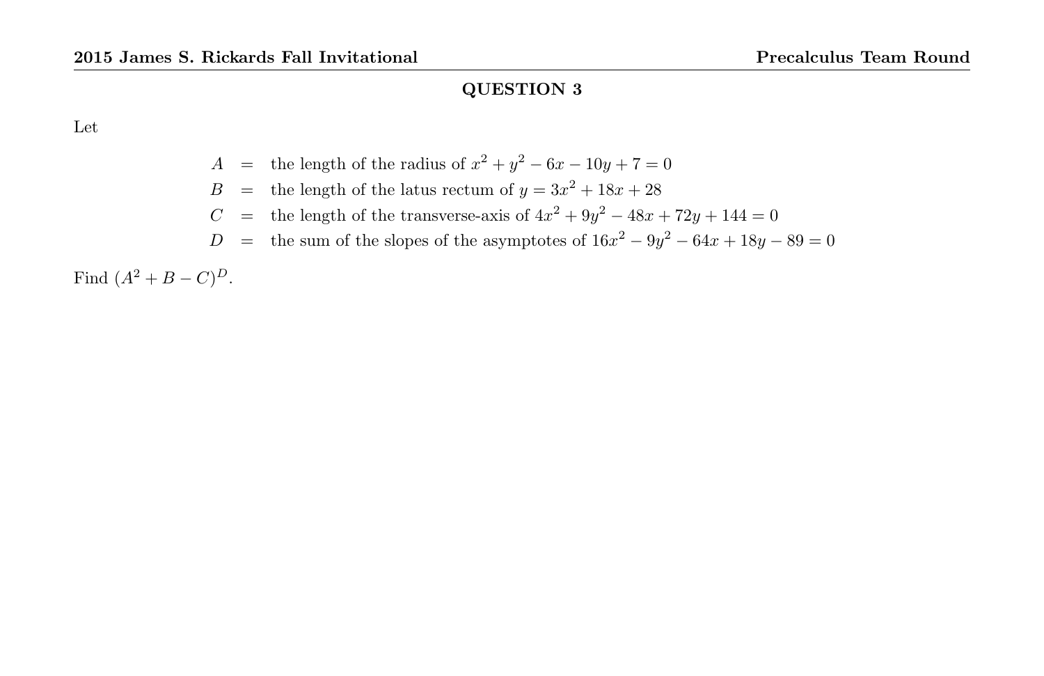## QUESTION 3

Let

$$
\begin{aligned}
A &= \text{the length of the radius of } x^2 + y^2 - 6x - 10y + 7 = 0 \\
B &= \text{the length of the latus rectum of } y = 3x^2 + 18x + 28 \\
C &= \text{the length of the transverse-axis of } 4x^2 + 9y^2 - 48x + 72y + 144 = 0 \\
D &= \text{the sum of the slopes of the asymptotes of } 16x^2 - 9y^2 - 64x + 18y - 89 = 0
\end{aligned}
$$

Find $(A^2 + B - C)^D$.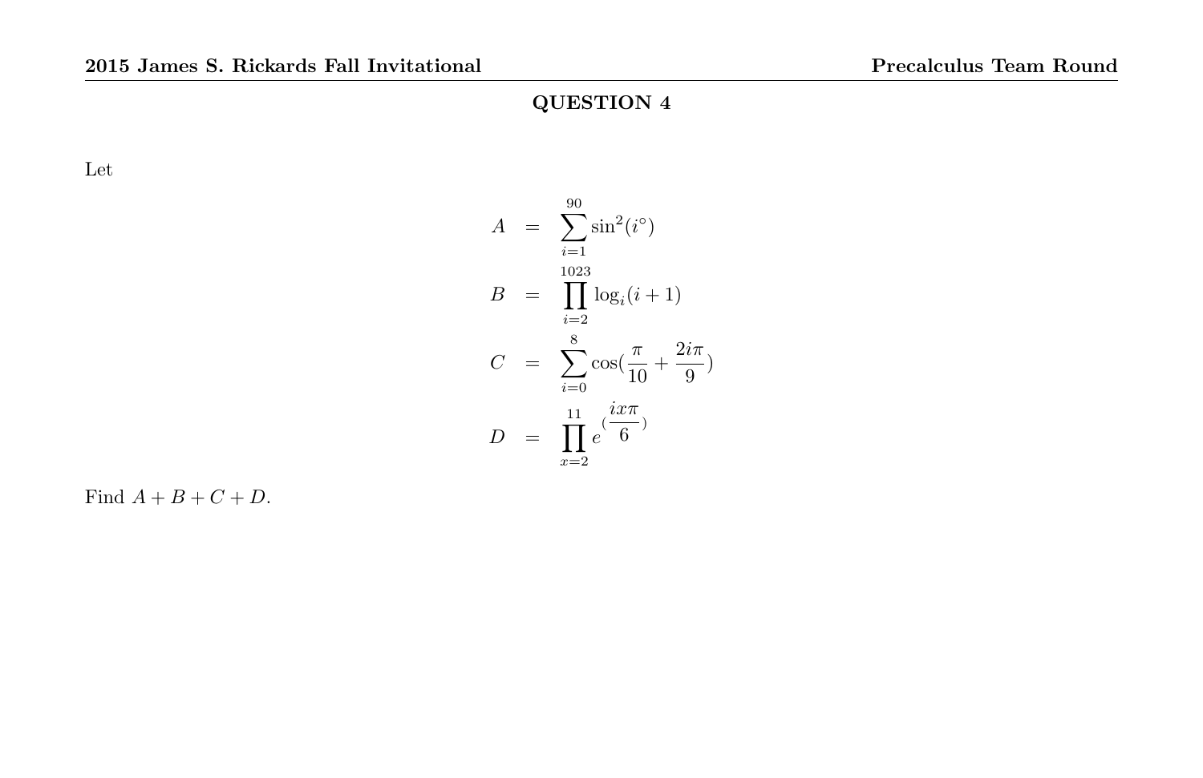## QUESTION 4

Let

$$
\begin{aligned}
A &= \sum_{i=1}^{90} \sin^2(i^\circ) \\
B &= \prod_{i=2}^{1023} \log_i(i+1) \\
C &= \sum_{i=0}^{8} \cos\left(\frac{\pi}{10} + \frac{2i\pi}{9}\right) \\
D &= \prod_{x=2}^{11} e^{\left(\frac{ix\pi}{6}\right)}
\end{aligned}
$$

Find $A + B + C + D$.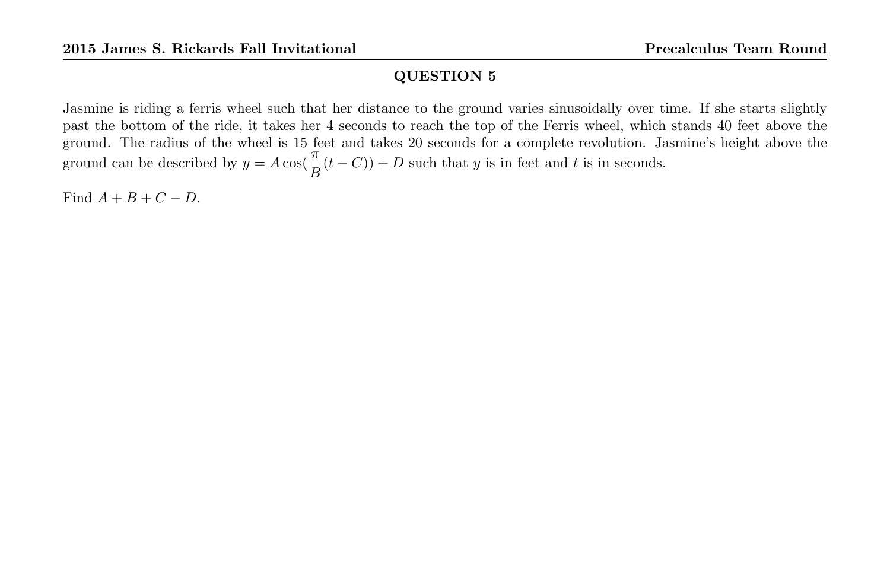## QUESTION 5

Jasmine is riding a ferris wheel such that her distance to the ground varies sinusoidally over time. If she starts slightly past the bottom of the ride, it takes her 4 seconds to reach the top of the Ferris wheel, which stands 40 feet above the ground. The radius of the wheel is 15 feet and takes 20 seconds for a complete revolution. Jasmine's height above the ground can be described by $y = A\cos(\frac{\pi}{B}(t - C)) + D$ such that $y$ is in feet and $t$ is in seconds.

Find $A + B + C - D$.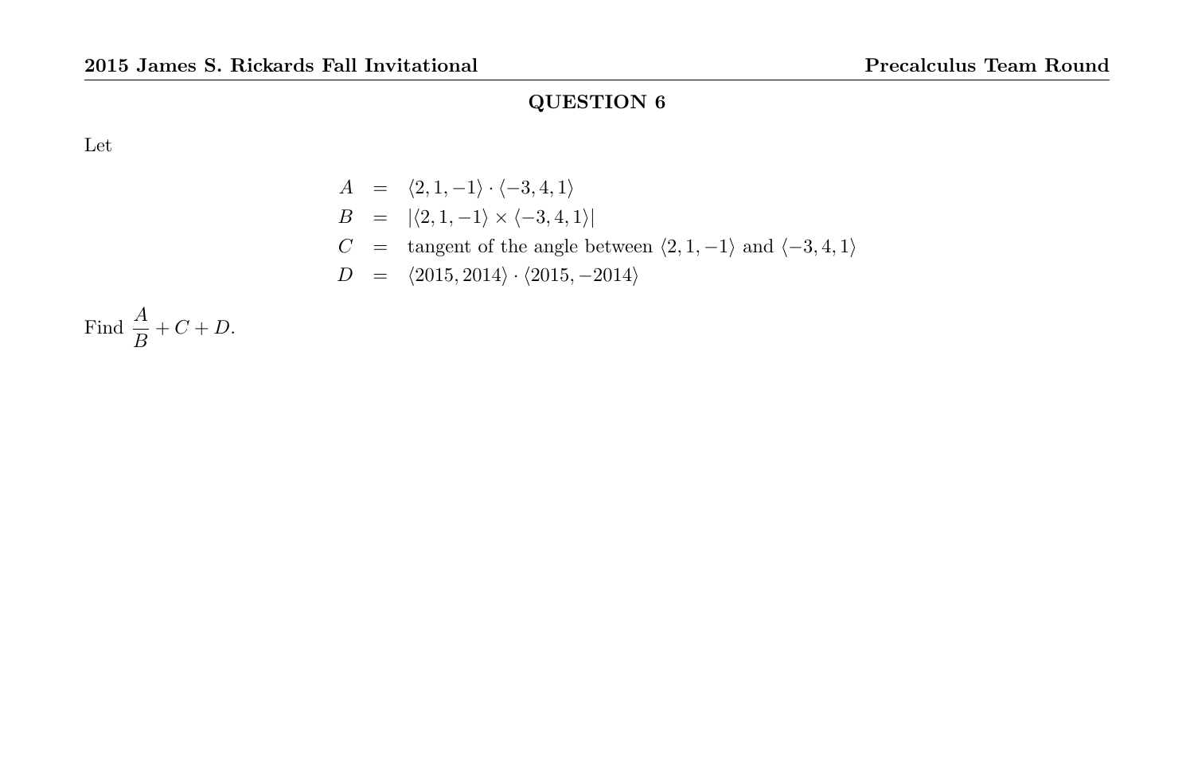## QUESTION 6

Let

$$
\begin{aligned}
A &= \langle 2, 1, -1\rangle \cdot \langle -3, 4, 1\rangle \\
B &= |\langle 2, 1, -1\rangle \times \langle -3, 4, 1\rangle| \\
C &= \text{tangent of the angle between } \langle 2, 1, -1\rangle \text{ and } \langle -3, 4, 1\rangle \\
D &= \langle 2015, 2014\rangle \cdot \langle 2015, -2014\rangle
\end{aligned}
$$

Find $\dfrac{A}{B} + C + D$.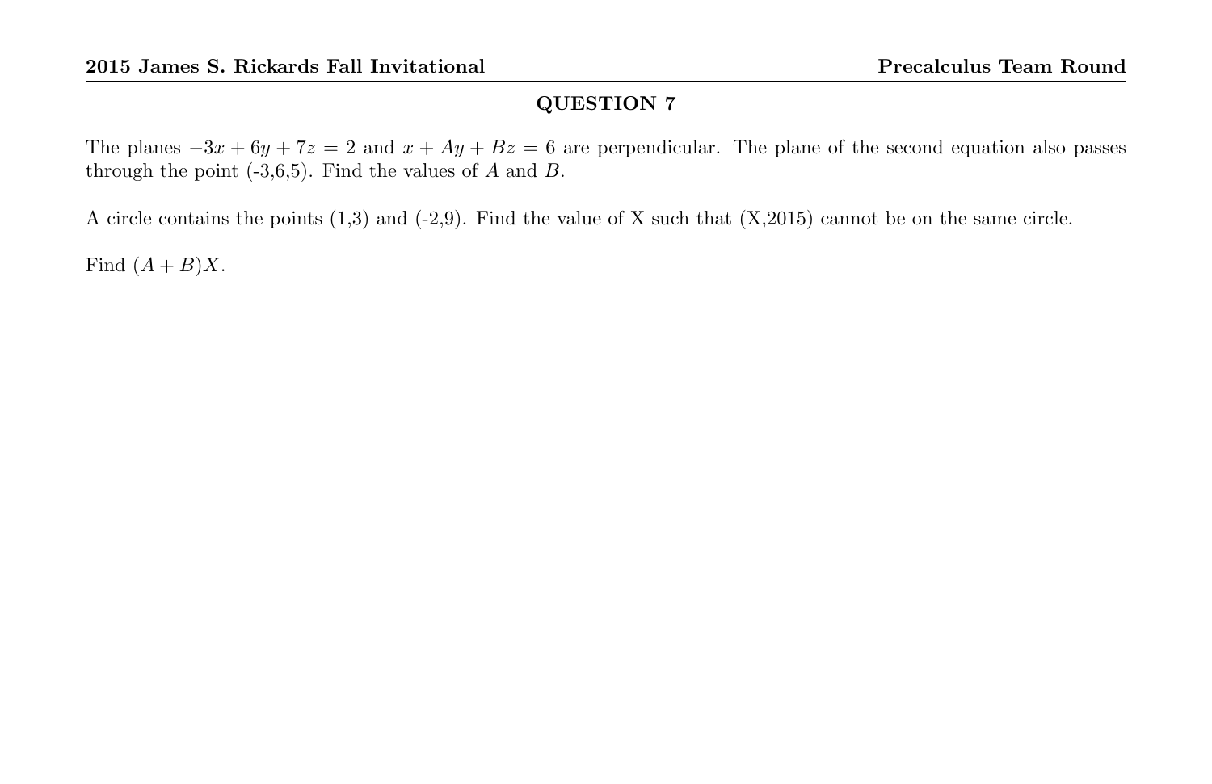## QUESTION 7

The planes $-3x + 6y + 7z = 2$ and $x + Ay + Bz = 6$ are perpendicular. The plane of the second equation also passes through the point (-3,6,5). Find the values of $A$ and $B$.

A circle contains the points (1,3) and (-2,9). Find the value of X such that (X,2015) cannot be on the same circle.

Find $(A + B)X$.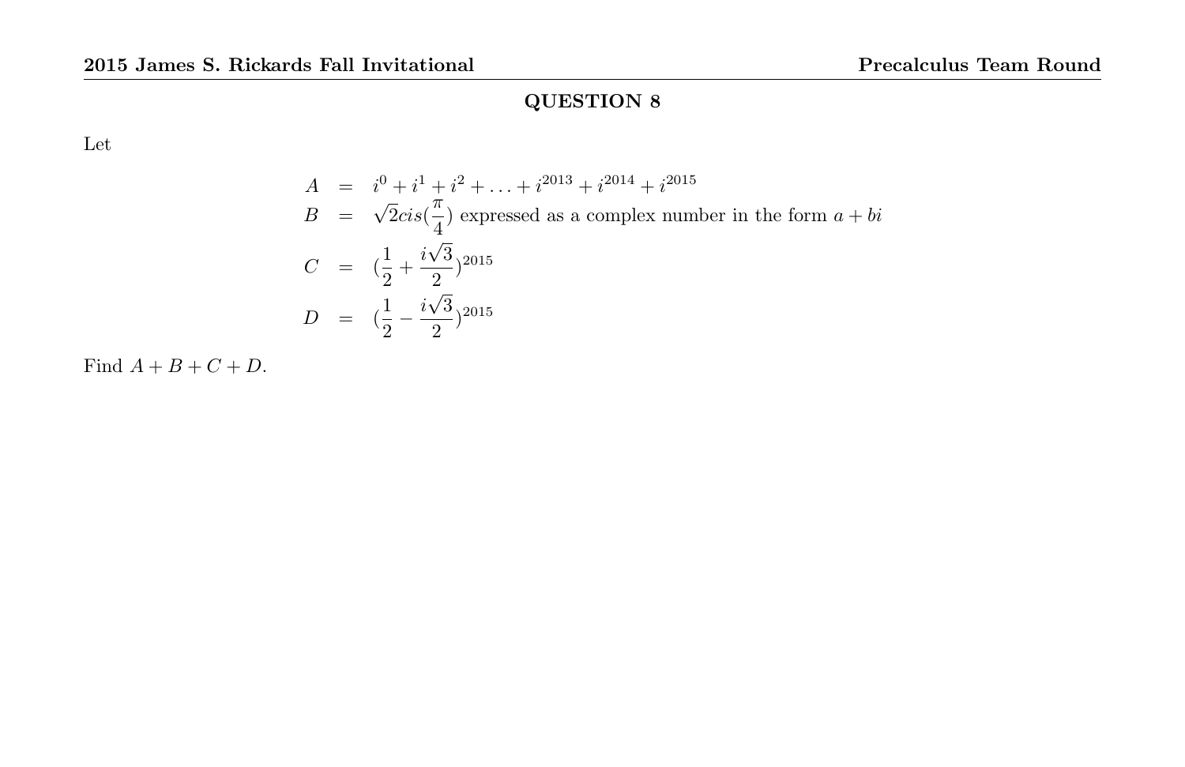## QUESTION 8

Let

$$
\begin{aligned}
A &= i^0 + i^1 + i^2 + \ldots + i^{2013} + i^{2014} + i^{2015} \\
B &= \sqrt{2}cis(\frac{\pi}{4}) \text{ expressed as a complex number in the form } a + bi \\
C &= (\frac{1}{2} + \frac{i\sqrt{3}}{2})^{2015} \\
D &= (\frac{1}{2} - \frac{i\sqrt{3}}{2})^{2015}
\end{aligned}
$$

Find $A + B + C + D$.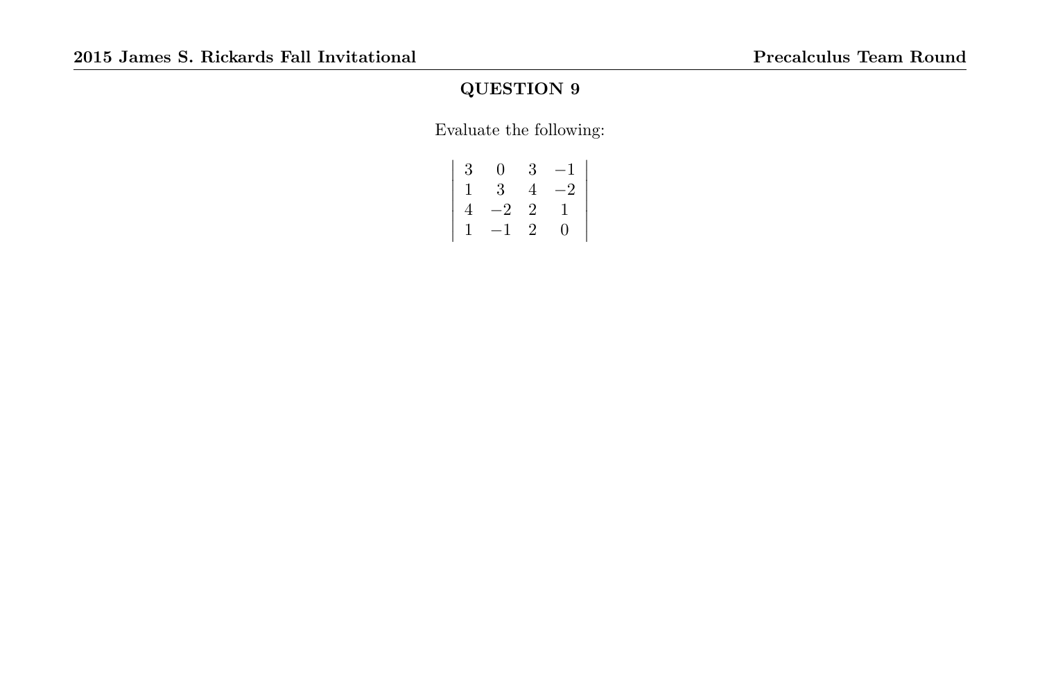## QUESTION 9

Evaluate the following:

$$\begin{vmatrix} 3 & 0 & 3 & -1 \\ 1 & 3 & 4 & -2 \\ 4 & -2 & 2 & 1 \\ 1 & -1 & 2 & 0 \end{vmatrix}$$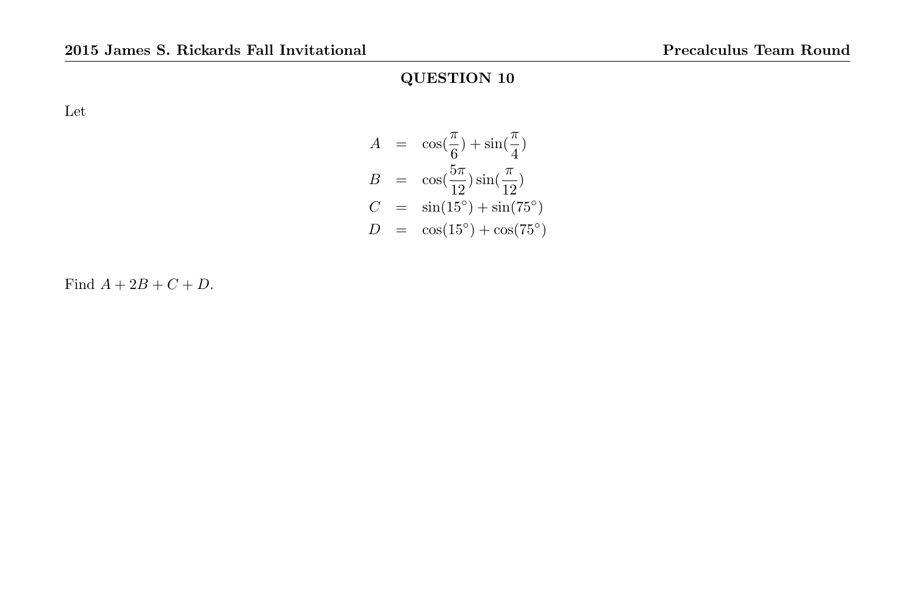## QUESTION 10

Let

$$
\begin{aligned}
A &= \cos(\frac{\pi}{6}) + \sin(\frac{\pi}{4}) \\
B &= \cos(\frac{5\pi}{12})\sin(\frac{\pi}{12}) \\
C &= \sin(15^\circ) + \sin(75^\circ) \\
D &= \cos(15^\circ) + \cos(75^\circ)
\end{aligned}
$$

Find $A + 2B + C + D$.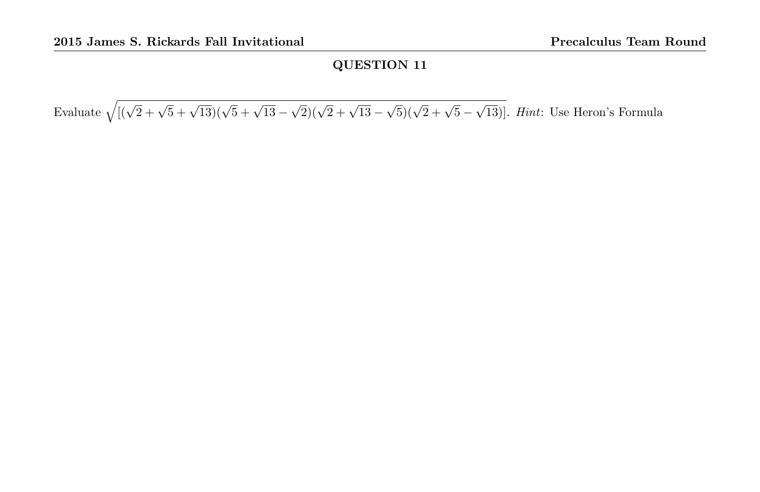## QUESTION 11

Evaluate $\sqrt{[(\sqrt{2}+\sqrt{5}+\sqrt{13})(\sqrt{5}+\sqrt{13}-\sqrt{2})(\sqrt{2}+\sqrt{13}-\sqrt{5})(\sqrt{2}+\sqrt{5}-\sqrt{13})]}$. *Hint*: Use Heron's Formula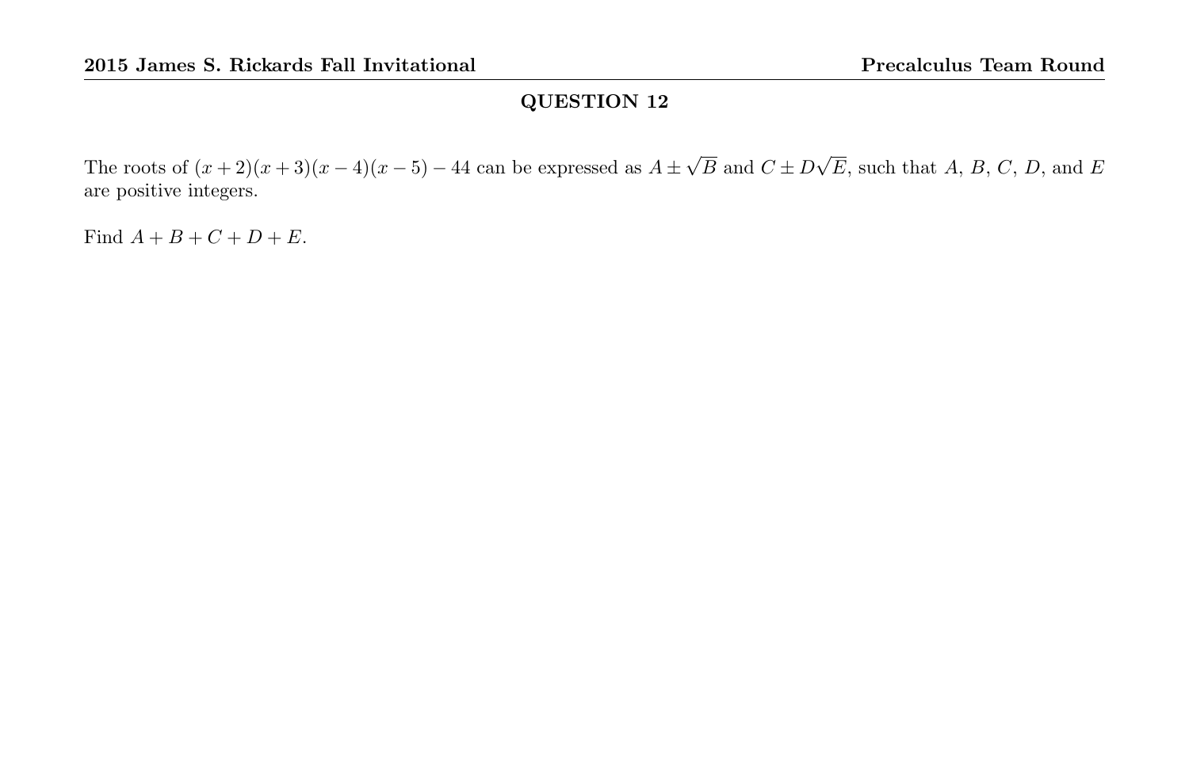## QUESTION 12

The roots of $(x+2)(x+3)(x-4)(x-5)-44$ can be expressed as $A \pm \sqrt{B}$ and $C \pm D\sqrt{E}$, such that $A$, $B$, $C$, $D$, and $E$ are positive integers.

Find $A+B+C+D+E$.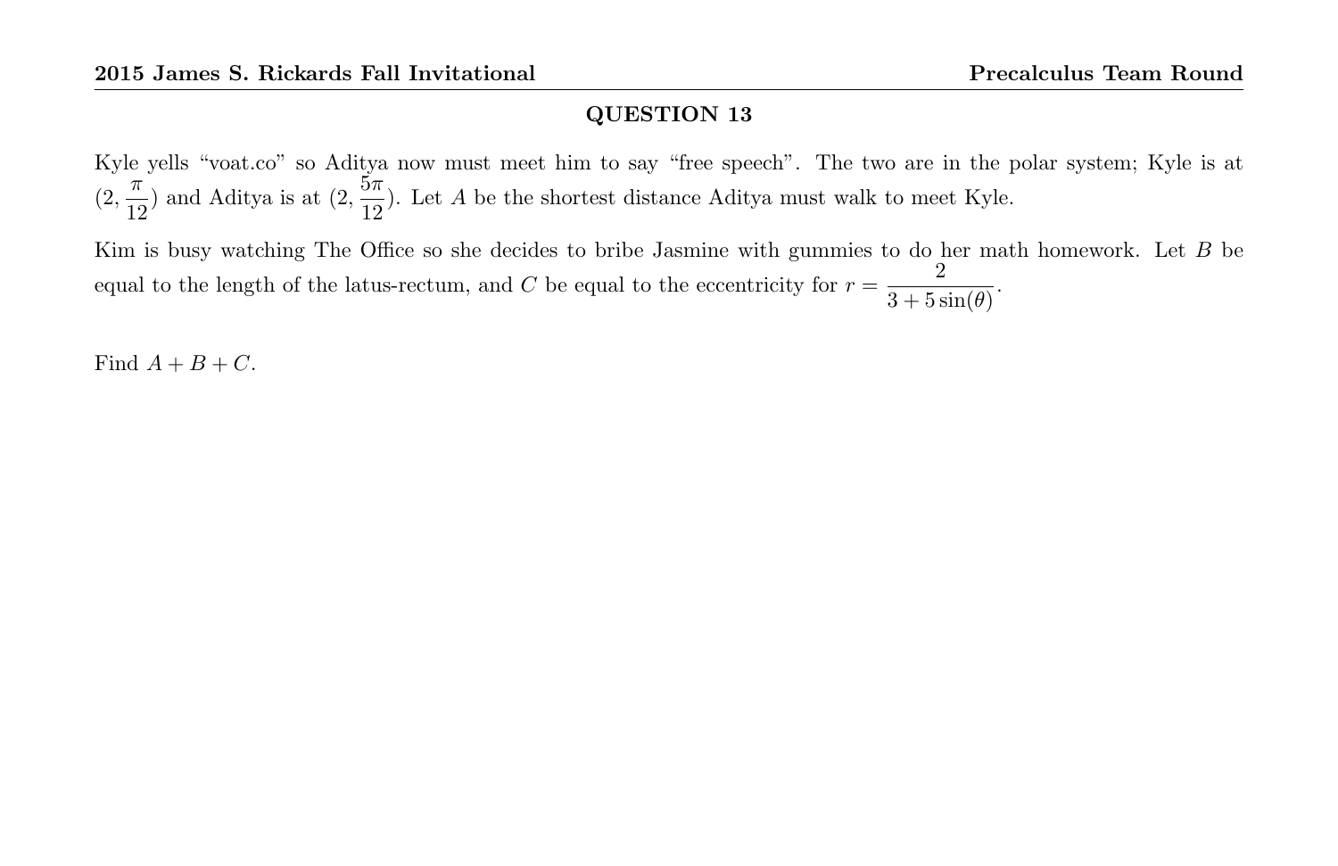## QUESTION 13

Kyle yells "voat.co" so Aditya now must meet him to say "free speech". The two are in the polar system; Kyle is at $(2, \frac{\pi}{12})$ and Aditya is at $(2, \frac{5\pi}{12})$. Let $A$ be the shortest distance Aditya must walk to meet Kyle.

Kim is busy watching The Office so she decides to bribe Jasmine with gummies to do her math homework. Let $B$ be equal to the length of the latus-rectum, and $C$ be equal to the eccentricity for $r = \dfrac{2}{3 + 5\sin(\theta)}$.

Find $A + B + C$.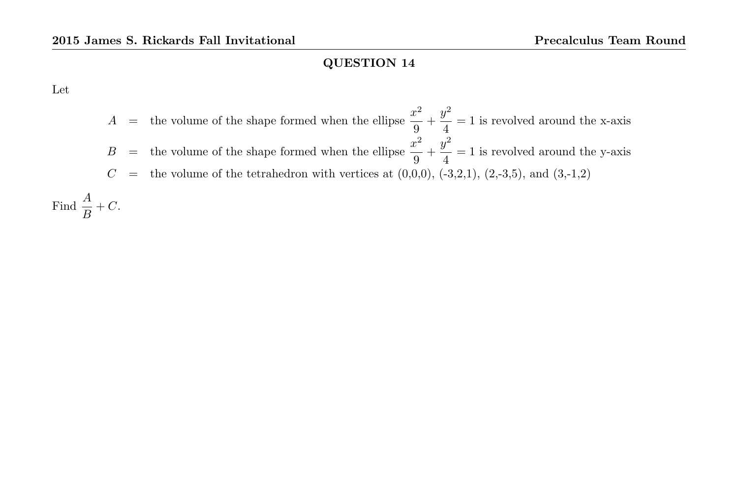## QUESTION 14

Let

$$
\begin{aligned}
A &= \text{the volume of the shape formed when the ellipse } \frac{x^2}{9} + \frac{y^2}{4} = 1 \text{ is revolved around the x-axis} \\
B &= \text{the volume of the shape formed when the ellipse } \frac{x^2}{9} + \frac{y^2}{4} = 1 \text{ is revolved around the y-axis} \\
C &= \text{the volume of the tetrahedron with vertices at (0,0,0), (-3,2,1), (2,-3,5), and (3,-1,2)}
\end{aligned}
$$

Find $\dfrac{A}{B} + C$.